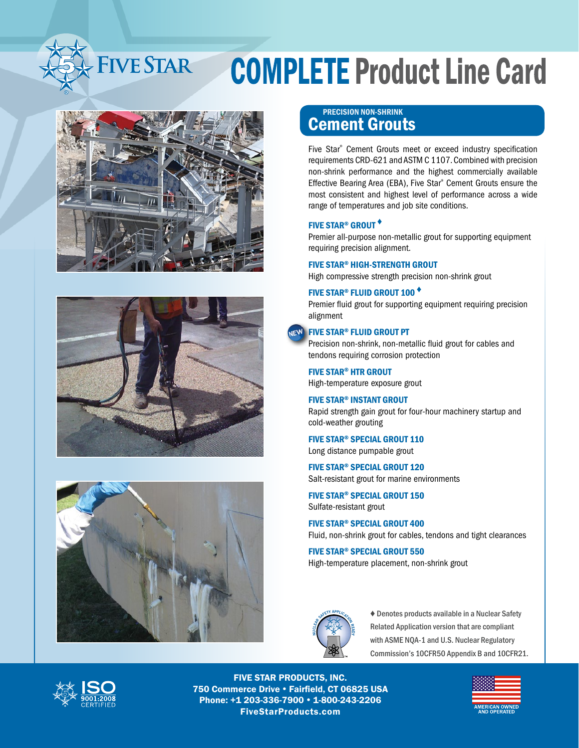# FIVE STAR COMPLETE Product Line Card

## PRECISION NON-SHRINK Cement Grouts

Five Star® Cement Grouts meet or exceed industry specification requirements CRD-621 and ASTM C 1107. Combined with precision non-shrink performance and the highest commercially available Effective Bearing Area (EBA), Five Star® Cement Grouts ensure the most consistent and highest level of performance across a wide range of temperatures and job site conditions.

**FIVE STAR® GROUT ♦**
Premier all-purpose non-metallic grout for supporting equipment requiring precision alignment.

**FIVE STAR® HIGH-STRENGTH GROUT**
High compressive strength precision non-shrink grout

**FIVE STAR® FLUID GROUT 100 ♦**
Premier fluid grout for supporting equipment requiring precision alignment

**NEW FIVE STAR® FLUID GROUT PT**
Precision non-shrink, non-metallic fluid grout for cables and tendons requiring corrosion protection

**FIVE STAR® HTR GROUT**
High-temperature exposure grout

**FIVE STAR® INSTANT GROUT**
Rapid strength gain grout for four-hour machinery startup and cold-weather grouting

**FIVE STAR® SPECIAL GROUT 110**
Long distance pumpable grout

**FIVE STAR® SPECIAL GROUT 120**
Salt-resistant grout for marine environments

**FIVE STAR® SPECIAL GROUT 150**
Sulfate-resistant grout

**FIVE STAR® SPECIAL GROUT 400**
Fluid, non-shrink grout for cables, tendons and tight clearances

**FIVE STAR® SPECIAL GROUT 550**
High-temperature placement, non-shrink grout

♦ Denotes products available in a Nuclear Safety Related Application version that are compliant with ASME NQA-1 and U.S. Nuclear Regulatory Commission's 10CFR50 Appendix B and 10CFR21.

ISO 9001:2008 CERTIFIED

**FIVE STAR PRODUCTS, INC.**
**750 Commerce Drive • Fairfield, CT 06825 USA**
**Phone: +1 203-336-7900 • 1-800-243-2206**
**FiveStarProducts.com**

AMERICAN OWNED AND OPERATED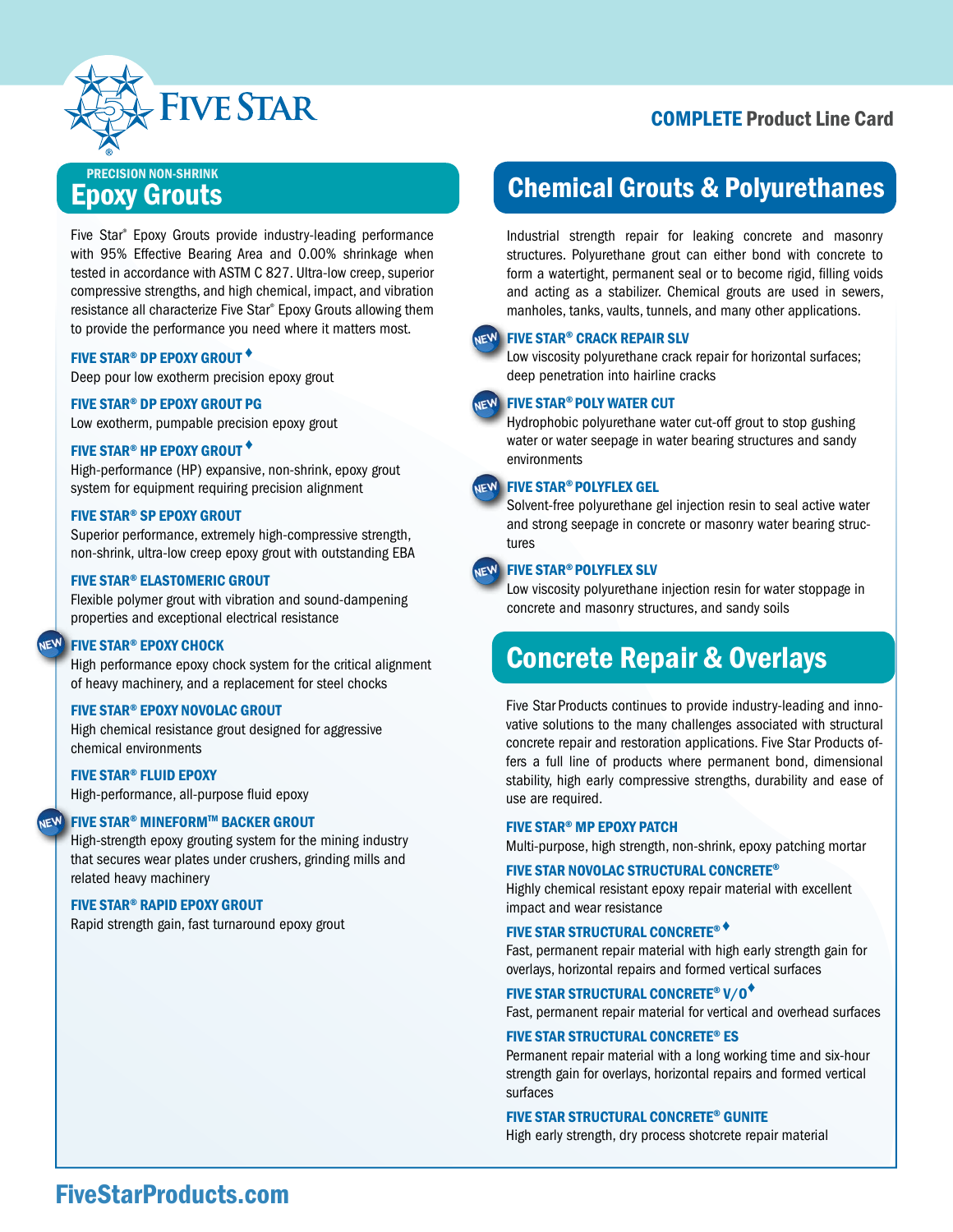# FIVE STAR

**COMPLETE Product Line Card**

## PRECISION NON-SHRINK Epoxy Grouts

Five Star® Epoxy Grouts provide industry-leading performance with 95% Effective Bearing Area and 0.00% shrinkage when tested in accordance with ASTM C 827. Ultra-low creep, superior compressive strengths, and high chemical, impact, and vibration resistance all characterize Five Star® Epoxy Grouts allowing them to provide the performance you need where it matters most.

**FIVE STAR® DP EPOXY GROUT ♦**
Deep pour low exotherm precision epoxy grout

**FIVE STAR® DP EPOXY GROUT PG**
Low exotherm, pumpable precision epoxy grout

**FIVE STAR® HP EPOXY GROUT ♦**
High-performance (HP) expansive, non-shrink, epoxy grout system for equipment requiring precision alignment

**FIVE STAR® SP EPOXY GROUT**
Superior performance, extremely high-compressive strength, non-shrink, ultra-low creep epoxy grout with outstanding EBA

**FIVE STAR® ELASTOMERIC GROUT**
Flexible polymer grout with vibration and sound-dampening properties and exceptional electrical resistance

NEW **FIVE STAR® EPOXY CHOCK**
High performance epoxy chock system for the critical alignment of heavy machinery, and a replacement for steel chocks

**FIVE STAR® EPOXY NOVOLAC GROUT**
High chemical resistance grout designed for aggressive chemical environments

**FIVE STAR® FLUID EPOXY**
High-performance, all-purpose fluid epoxy

NEW **FIVE STAR® MINEFORM™ BACKER GROUT**
High-strength epoxy grouting system for the mining industry that secures wear plates under crushers, grinding mills and related heavy machinery

**FIVE STAR® RAPID EPOXY GROUT**
Rapid strength gain, fast turnaround epoxy grout

## Chemical Grouts & Polyurethanes

Industrial strength repair for leaking concrete and masonry structures. Polyurethane grout can either bond with concrete to form a watertight, permanent seal or to become rigid, filling voids and acting as a stabilizer. Chemical grouts are used in sewers, manholes, tanks, vaults, tunnels, and many other applications.

NEW **FIVE STAR® CRACK REPAIR SLV**
Low viscosity polyurethane crack repair for horizontal surfaces; deep penetration into hairline cracks

NEW **FIVE STAR® POLY WATER CUT**
Hydrophobic polyurethane water cut-off grout to stop gushing water or water seepage in water bearing structures and sandy environments

NEW **FIVE STAR® POLYFLEX GEL**
Solvent-free polyurethane gel injection resin to seal active water and strong seepage in concrete or masonry water bearing structures

NEW **FIVE STAR® POLYFLEX SLV**
Low viscosity polyurethane injection resin for water stoppage in concrete and masonry structures, and sandy soils

## Concrete Repair & Overlays

Five Star Products continues to provide industry-leading and innovative solutions to the many challenges associated with structural concrete repair and restoration applications. Five Star Products offers a full line of products where permanent bond, dimensional stability, high early compressive strengths, durability and ease of use are required.

**FIVE STAR® MP EPOXY PATCH**
Multi-purpose, high strength, non-shrink, epoxy patching mortar

**FIVE STAR NOVOLAC STRUCTURAL CONCRETE®**
Highly chemical resistant epoxy repair material with excellent impact and wear resistance

**FIVE STAR STRUCTURAL CONCRETE® ♦**
Fast, permanent repair material with high early strength gain for overlays, horizontal repairs and formed vertical surfaces

**FIVE STAR STRUCTURAL CONCRETE® V/O ♦**
Fast, permanent repair material for vertical and overhead surfaces

**FIVE STAR STRUCTURAL CONCRETE® ES**
Permanent repair material with a long working time and six-hour strength gain for overlays, horizontal repairs and formed vertical surfaces

**FIVE STAR STRUCTURAL CONCRETE® GUNITE**
High early strength, dry process shotcrete repair material

FiveStarProducts.com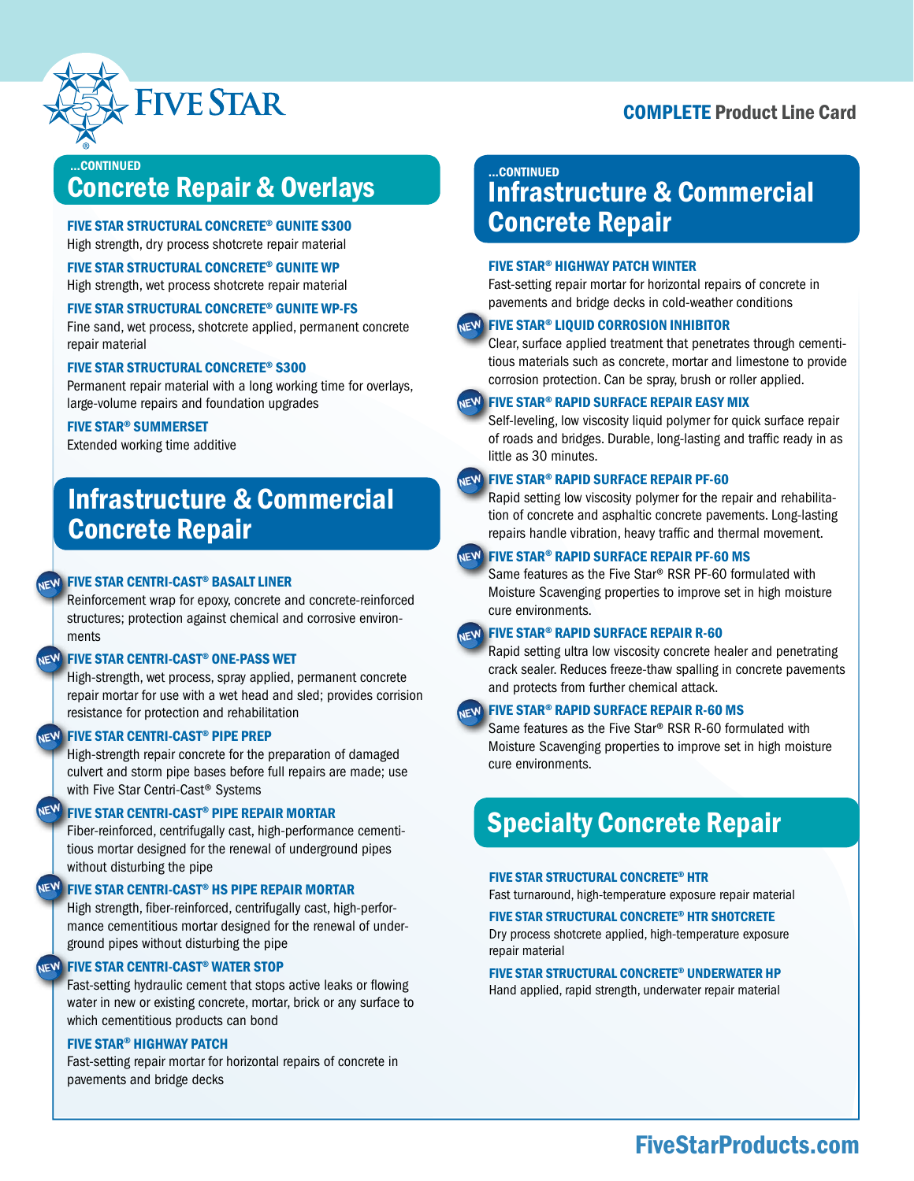**COMPLETE** Product Line Card

...CONTINUED

## Concrete Repair & Overlays

**FIVE STAR STRUCTURAL CONCRETE® GUNITE S300**
High strength, dry process shotcrete repair material

**FIVE STAR STRUCTURAL CONCRETE® GUNITE WP**
High strength, wet process shotcrete repair material

**FIVE STAR STRUCTURAL CONCRETE® GUNITE WP-FS**
Fine sand, wet process, shotcrete applied, permanent concrete repair material

**FIVE STAR STRUCTURAL CONCRETE® S300**
Permanent repair material with a long working time for overlays, large-volume repairs and foundation upgrades

**FIVE STAR® SUMMERSET**
Extended working time additive

## Infrastructure & Commercial Concrete Repair

NEW **FIVE STAR CENTRI-CAST® BASALT LINER**
Reinforcement wrap for epoxy, concrete and concrete-reinforced structures; protection against chemical and corrosive environments

NEW **FIVE STAR CENTRI-CAST® ONE-PASS WET**
High-strength, wet process, spray applied, permanent concrete repair mortar for use with a wet head and sled; provides corrision resistance for protection and rehabilitation

NEW **FIVE STAR CENTRI-CAST® PIPE PREP**
High-strength repair concrete for the preparation of damaged culvert and storm pipe bases before full repairs are made; use with Five Star Centri-Cast® Systems

NEW **FIVE STAR CENTRI-CAST® PIPE REPAIR MORTAR**
Fiber-reinforced, centrifugally cast, high-performance cementitious mortar designed for the renewal of underground pipes without disturbing the pipe

NEW **FIVE STAR CENTRI-CAST® HS PIPE REPAIR MORTAR**
High strength, fiber-reinforced, centrifugally cast, high-performance cementitious mortar designed for the renewal of underground pipes without disturbing the pipe

NEW **FIVE STAR CENTRI-CAST® WATER STOP**
Fast-setting hydraulic cement that stops active leaks or flowing water in new or existing concrete, mortar, brick or any surface to which cementitious products can bond

**FIVE STAR® HIGHWAY PATCH**
Fast-setting repair mortar for horizontal repairs of concrete in pavements and bridge decks

...CONTINUED

## Infrastructure & Commercial Concrete Repair

**FIVE STAR® HIGHWAY PATCH WINTER**
Fast-setting repair mortar for horizontal repairs of concrete in pavements and bridge decks in cold-weather conditions

NEW **FIVE STAR® LIQUID CORROSION INHIBITOR**
Clear, surface applied treatment that penetrates through cementitious materials such as concrete, mortar and limestone to provide corrosion protection. Can be spray, brush or roller applied.

NEW **FIVE STAR® RAPID SURFACE REPAIR EASY MIX**
Self-leveling, low viscosity liquid polymer for quick surface repair of roads and bridges. Durable, long-lasting and traffic ready in as little as 30 minutes.

NEW **FIVE STAR® RAPID SURFACE REPAIR PF-60**
Rapid setting low viscosity polymer for the repair and rehabilitation of concrete and asphaltic concrete pavements. Long-lasting repairs handle vibration, heavy traffic and thermal movement.

NEW **FIVE STAR® RAPID SURFACE REPAIR PF-60 MS**
Same features as the Five Star® RSR PF-60 formulated with Moisture Scavenging properties to improve set in high moisture cure environments.

NEW **FIVE STAR® RAPID SURFACE REPAIR R-60**
Rapid setting ultra low viscosity concrete healer and penetrating crack sealer. Reduces freeze-thaw spalling in concrete pavements and protects from further chemical attack.

NEW **FIVE STAR® RAPID SURFACE REPAIR R-60 MS**
Same features as the Five Star® RSR R-60 formulated with Moisture Scavenging properties to improve set in high moisture cure environments.

## Specialty Concrete Repair

**FIVE STAR STRUCTURAL CONCRETE® HTR**
Fast turnaround, high-temperature exposure repair material

**FIVE STAR STRUCTURAL CONCRETE® HTR SHOTCRETE**
Dry process shotcrete applied, high-temperature exposure repair material

**FIVE STAR STRUCTURAL CONCRETE® UNDERWATER HP**
Hand applied, rapid strength, underwater repair material

FiveStarProducts.com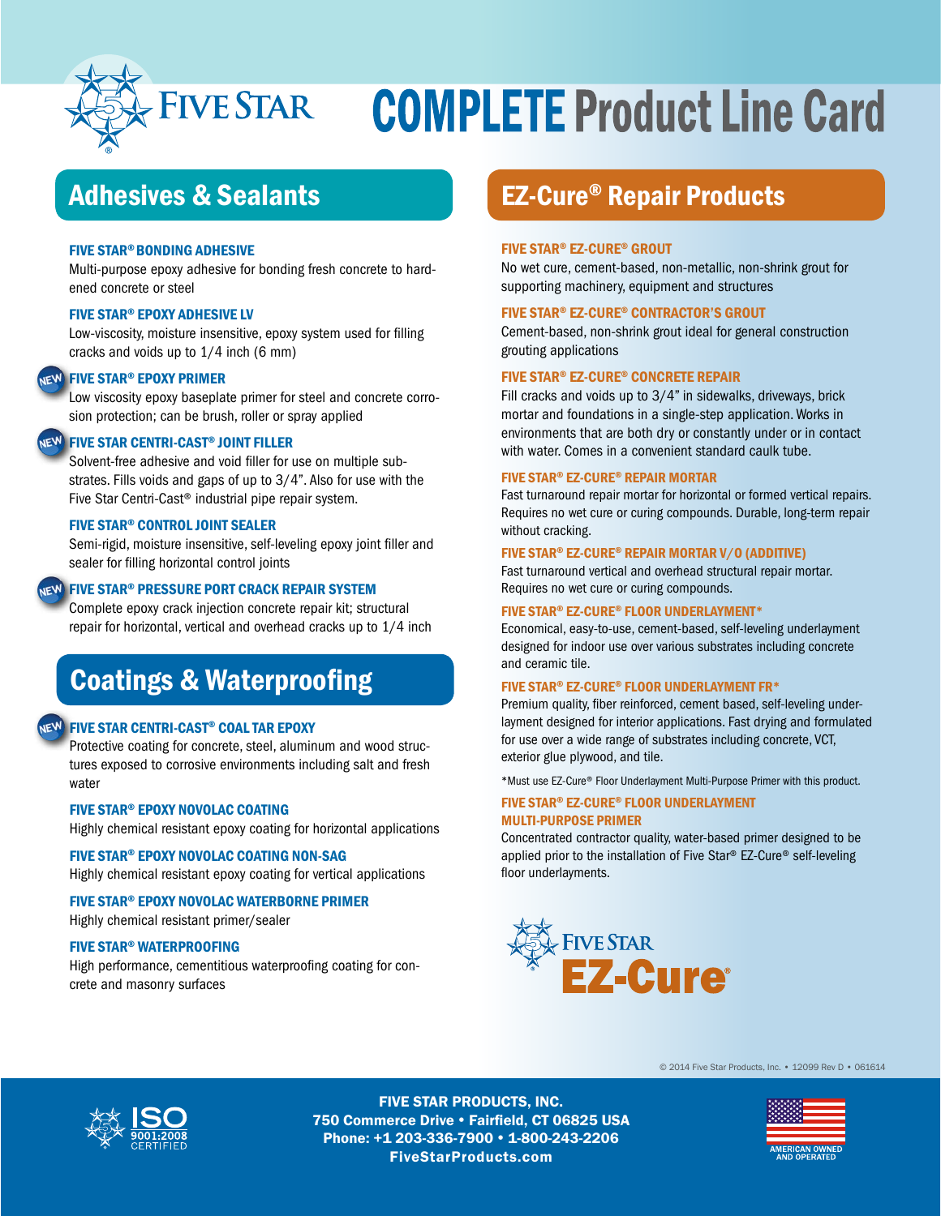# FIVE STAR COMPLETE Product Line Card

## Adhesives & Sealants

### FIVE STAR® BONDING ADHESIVE
Multi-purpose epoxy adhesive for bonding fresh concrete to hardened concrete or steel

### FIVE STAR® EPOXY ADHESIVE LV
Low-viscosity, moisture insensitive, epoxy system used for filling cracks and voids up to 1/4 inch (6 mm)

### NEW FIVE STAR® EPOXY PRIMER
Low viscosity epoxy baseplate primer for steel and concrete corrosion protection; can be brush, roller or spray applied

### NEW FIVE STAR CENTRI-CAST® JOINT FILLER
Solvent-free adhesive and void filler for use on multiple substrates. Fills voids and gaps of up to 3/4". Also for use with the Five Star Centri-Cast® industrial pipe repair system.

### FIVE STAR® CONTROL JOINT SEALER
Semi-rigid, moisture insensitive, self-leveling epoxy joint filler and sealer for filling horizontal control joints

### NEW FIVE STAR® PRESSURE PORT CRACK REPAIR SYSTEM
Complete epoxy crack injection concrete repair kit; structural repair for horizontal, vertical and overhead cracks up to 1/4 inch

## Coatings & Waterproofing

### NEW FIVE STAR CENTRI-CAST® COAL TAR EPOXY
Protective coating for concrete, steel, aluminum and wood structures exposed to corrosive environments including salt and fresh water

### FIVE STAR® EPOXY NOVOLAC COATING
Highly chemical resistant epoxy coating for horizontal applications

### FIVE STAR® EPOXY NOVOLAC COATING NON-SAG
Highly chemical resistant epoxy coating for vertical applications

### FIVE STAR® EPOXY NOVOLAC WATERBORNE PRIMER
Highly chemical resistant primer/sealer

### FIVE STAR® WATERPROOFING
High performance, cementitious waterproofing coating for concrete and masonry surfaces

## EZ-Cure® Repair Products

### FIVE STAR® EZ-CURE® GROUT
No wet cure, cement-based, non-metallic, non-shrink grout for supporting machinery, equipment and structures

### FIVE STAR® EZ-CURE® CONTRACTOR'S GROUT
Cement-based, non-shrink grout ideal for general construction grouting applications

### FIVE STAR® EZ-CURE® CONCRETE REPAIR
Fill cracks and voids up to 3/4" in sidewalks, driveways, brick mortar and foundations in a single-step application. Works in environments that are both dry or constantly under or in contact with water. Comes in a convenient standard caulk tube.

### FIVE STAR® EZ-CURE® REPAIR MORTAR
Fast turnaround repair mortar for horizontal or formed vertical repairs. Requires no wet cure or curing compounds. Durable, long-term repair without cracking.

### FIVE STAR® EZ-CURE® REPAIR MORTAR V/O (ADDITIVE)
Fast turnaround vertical and overhead structural repair mortar. Requires no wet cure or curing compounds.

### FIVE STAR® EZ-CURE® FLOOR UNDERLAYMENT*
Economical, easy-to-use, cement-based, self-leveling underlayment designed for indoor use over various substrates including concrete and ceramic tile.

### FIVE STAR® EZ-CURE® FLOOR UNDERLAYMENT FR*
Premium quality, fiber reinforced, cement based, self-leveling underlayment designed for interior applications. Fast drying and formulated for use over a wide range of substrates including concrete, VCT, exterior glue plywood, and tile.

*Must use EZ-Cure® Floor Underlayment Multi-Purpose Primer with this product.

### FIVE STAR® EZ-CURE® FLOOR UNDERLAYMENT MULTI-PURPOSE PRIMER
Concentrated contractor quality, water-based primer designed to be applied prior to the installation of Five Star® EZ-Cure® self-leveling floor underlayments.

FIVE STAR EZ-Cure®

© 2014 Five Star Products, Inc. • 12099 Rev D • 061614

ISO 9001:2008 CERTIFIED

**FIVE STAR PRODUCTS, INC.**
**750 Commerce Drive • Fairfield, CT 06825 USA**
**Phone: +1 203-336-7900 • 1-800-243-2206**
**FiveStarProducts.com**

AMERICAN OWNED AND OPERATED